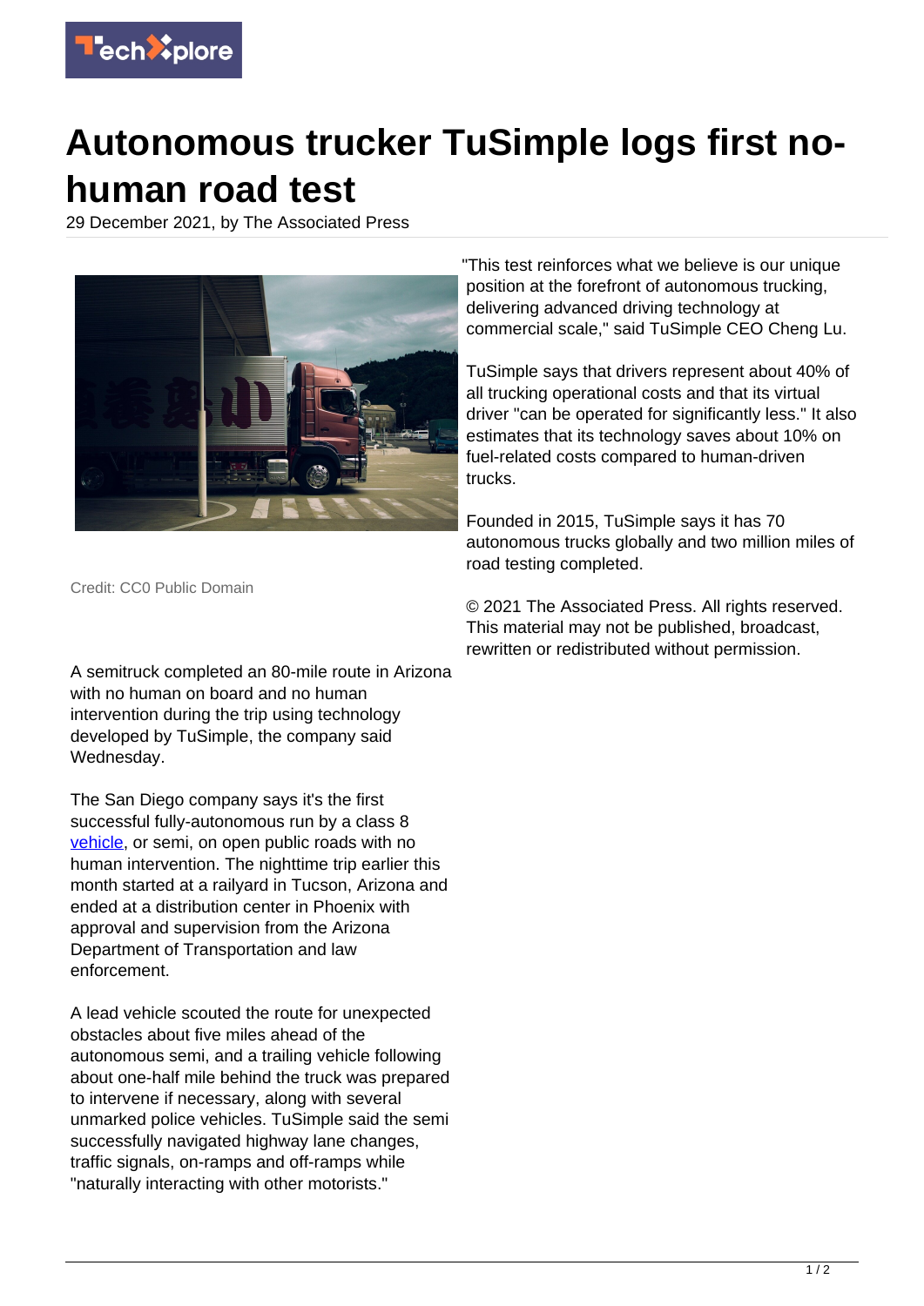# Autonomous trucker TuSimple logs first no-human road test

29 December 2021, by The Associated Press

Credit: CC0 Public Domain

A semitruck completed an 80-mile route in Arizona with no human on board and no human intervention during the trip using technology developed by TuSimple, the company said Wednesday.

The San Diego company says it's the first successful fully-autonomous run by a class 8 vehicle, or semi, on open public roads with no human intervention. The nighttime trip earlier this month started at a railyard in Tucson, Arizona and ended at a distribution center in Phoenix with approval and supervision from the Arizona Department of Transportation and law enforcement.

A lead vehicle scouted the route for unexpected obstacles about five miles ahead of the autonomous semi, and a trailing vehicle following about one-half mile behind the truck was prepared to intervene if necessary, along with several unmarked police vehicles. TuSimple said the semi successfully navigated highway lane changes, traffic signals, on-ramps and off-ramps while "naturally interacting with other motorists."

"This test reinforces what we believe is our unique position at the forefront of autonomous trucking, delivering advanced driving technology at commercial scale," said TuSimple CEO Cheng Lu.

TuSimple says that drivers represent about 40% of all trucking operational costs and that its virtual driver "can be operated for significantly less." It also estimates that its technology saves about 10% on fuel-related costs compared to human-driven trucks.

Founded in 2015, TuSimple says it has 70 autonomous trucks globally and two million miles of road testing completed.

© 2021 The Associated Press. All rights reserved. This material may not be published, broadcast, rewritten or redistributed without permission.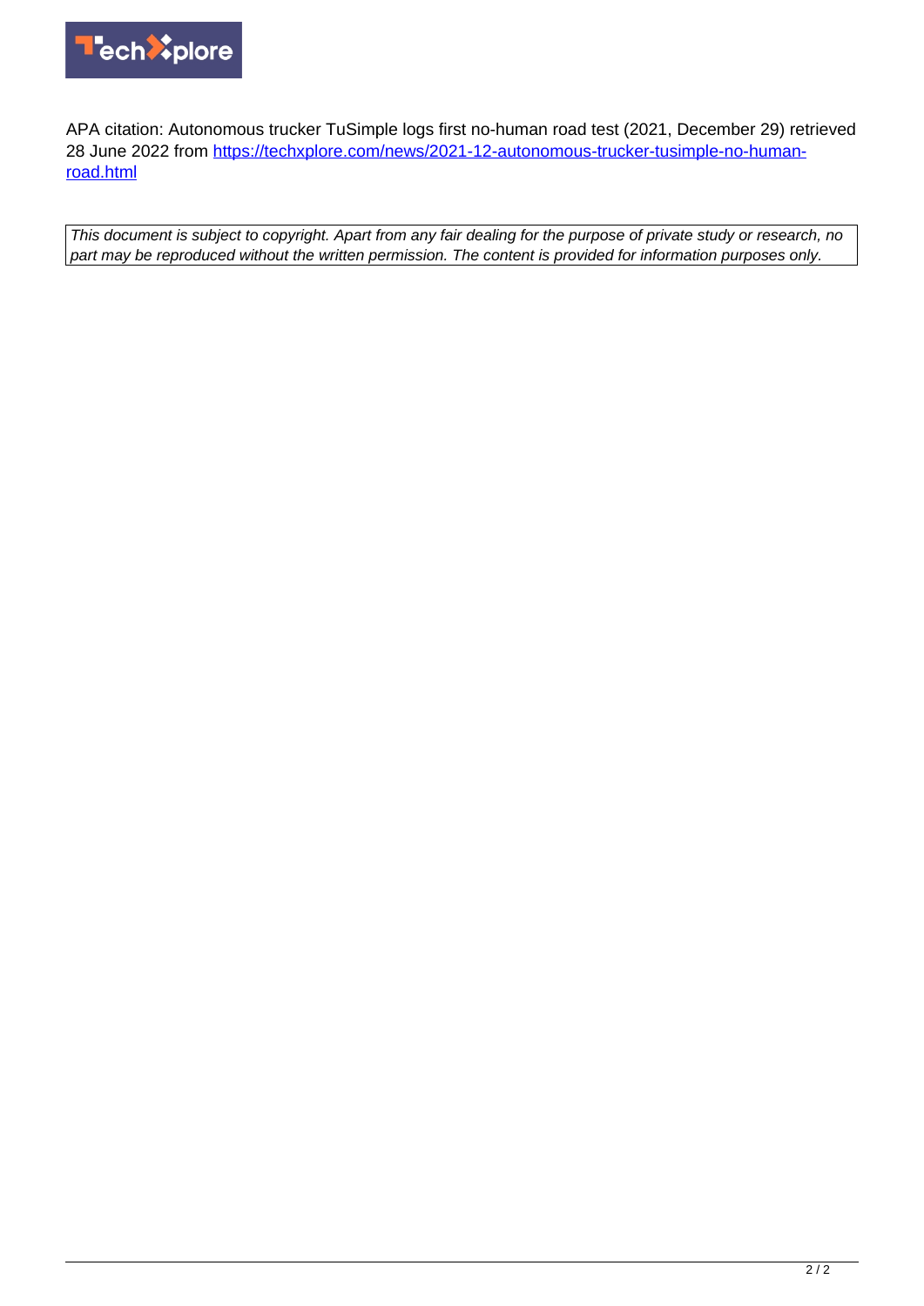APA citation: Autonomous trucker TuSimple logs first no-human road test (2021, December 29) retrieved 28 June 2022 from [https://techxplore.com/news/2021-12-autonomous-trucker-tusimple-no-human-road.html](https://techxplore.com/news/2021-12-autonomous-trucker-tusimple-no-human-road.html)

*This document is subject to copyright. Apart from any fair dealing for the purpose of private study or research, no part may be reproduced without the written permission. The content is provided for information purposes only.*